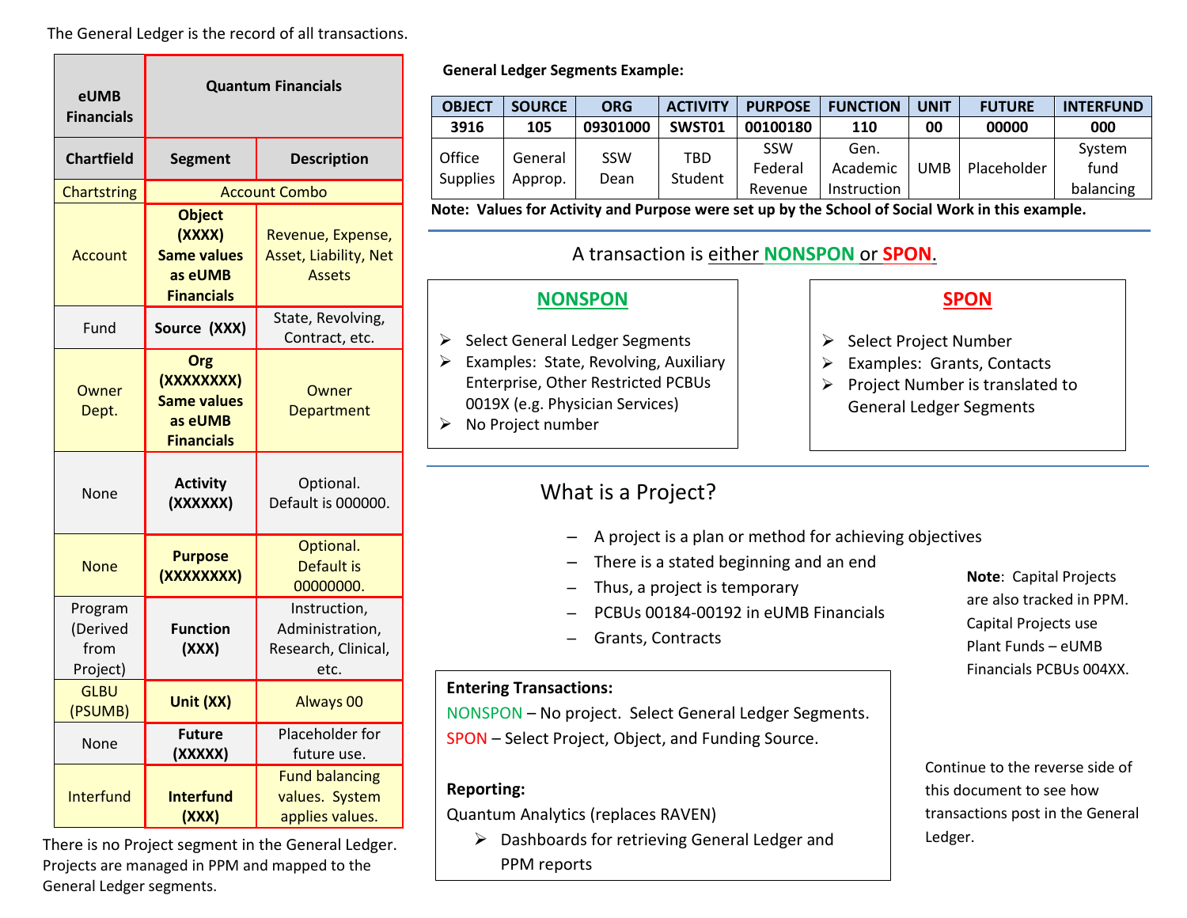The General Ledger is the record of all transactions.

| eUMB Financials | Quantum Financials | |
|---|---|---|
| **Chartfield** | **Segment** | **Description** |
| Chartstring | Account Combo | |
| Account | **Object (XXXX) Same values as eUMB Financials** | Revenue, Expense, Asset, Liability, Net Assets |
| Fund | **Source (XXX)** | State, Revolving, Contract, etc. |
| Owner Dept. | **Org (XXXXXXXX) Same values as eUMB Financials** | Owner Department |
| None | **Activity (XXXXXX)** | Optional. Default is 000000. |
| None | **Purpose (XXXXXXXX)** | Optional. Default is 00000000. |
| Program (Derived from Project) | **Function (XXX)** | Instruction, Administration, Research, Clinical, etc. |
| GLBU (PSUMB) | **Unit (XX)** | Always 00 |
| None | **Future (XXXXX)** | Placeholder for future use. |
| Interfund | **Interfund (XXX)** | Fund balancing values. System applies values. |

There is no Project segment in the General Ledger. Projects are managed in PPM and mapped to the General Ledger segments.

**General Ledger Segments Example:**

| OBJECT | SOURCE | ORG | ACTIVITY | PURPOSE | FUNCTION | UNIT | FUTURE | INTERFUND |
|---|---|---|---|---|---|---|---|---|
| **3916** | **105** | **09301000** | **SWST01** | **00100180** | **110** | **00** | **00000** | **000** |
| Office Supplies | General Approp. | SSW Dean | TBD Student | SSW Federal Revenue | Gen. Academic Instruction | UMB | Placeholder | System fund balancing |

**Note: Values for Activity and Purpose were set up by the School of Social Work in this example.**

A transaction is either NONSPON or SPON.

## NONSPON

- Select General Ledger Segments
- Examples: State, Revolving, Auxiliary Enterprise, Other Restricted PCBUs 0019X (e.g. Physician Services)
- No Project number

## SPON

- Select Project Number
- Examples: Grants, Contacts
- Project Number is translated to General Ledger Segments

## What is a Project?

- A project is a plan or method for achieving objectives
- There is a stated beginning and an end
- Thus, a project is temporary
- PCBUs 00184-00192 in eUMB Financials
- Grants, Contracts

**Note**: Capital Projects are also tracked in PPM. Capital Projects use Plant Funds – eUMB Financials PCBUs 004XX.

**Entering Transactions:**

NONSPON – No project. Select General Ledger Segments.

SPON – Select Project, Object, and Funding Source.

**Reporting:**

Quantum Analytics (replaces RAVEN)

- Dashboards for retrieving General Ledger and PPM reports

Continue to the reverse side of this document to see how transactions post in the General Ledger.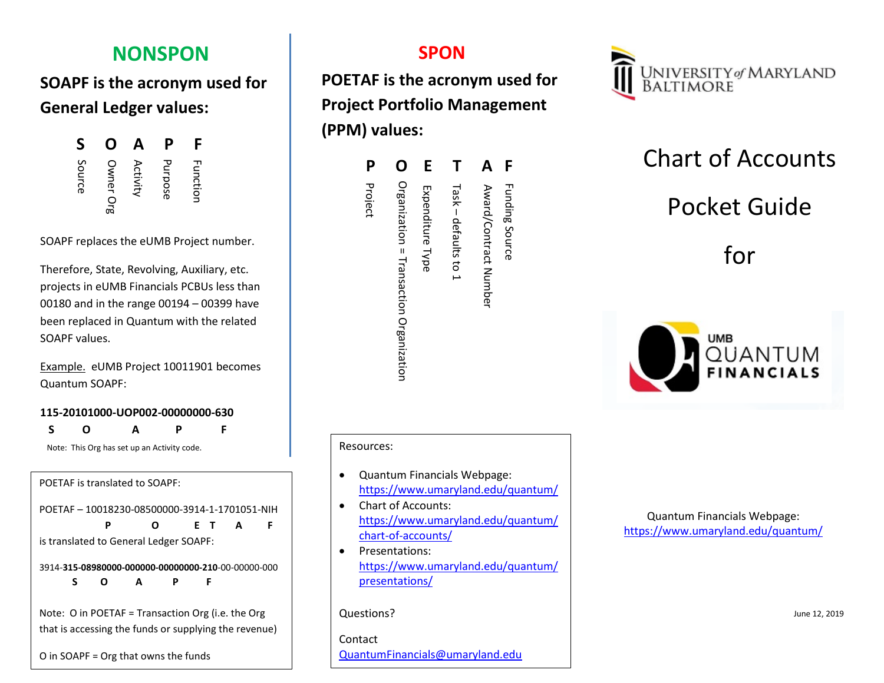## NONSPON

### SOAPF is the acronym used for General Ledger values:

**S** – Source
**O** – Owner Org
**A** – Activity
**P** – Purpose
**F** – Function

SOAPF replaces the eUMB Project number.

Therefore, State, Revolving, Auxiliary, etc. projects in eUMB Financials PCBUs less than 00180 and in the range 00194 – 00399 have been replaced in Quantum with the related SOAPF values.

Example. eUMB Project 10011901 becomes Quantum SOAPF:

**115-20101000-UOP002-00000000-630**
**S O A P F**

Note: This Org has set up an Activity code.

POETAF is translated to SOAPF:

POETAF – 10018230-08500000-3914-1-1701051-NIH
P O E T A F

is translated to General Ledger SOAPF:

3914-**315-08980000-000000-00000000-210**-00-00000-000
**S O A P F**

Note: O in POETAF = Transaction Org (i.e. the Org that is accessing the funds or supplying the revenue)

O in SOAPF = Org that owns the funds

## SPON

### POETAF is the acronym used for Project Portfolio Management (PPM) values:

**P** – Project
**O** – Organization = Transaction Organization
**E** – Expenditure Type
**T** – Task – defaults to 1
**A** – Award/Contract Number
**F** – Funding Source

Resources:

- Quantum Financials Webpage: https://www.umaryland.edu/quantum/
- Chart of Accounts: https://www.umaryland.edu/quantum/chart-of-accounts/
- Presentations: https://www.umaryland.edu/quantum/presentations/

Questions?

Contact QuantumFinancials@umaryland.edu

UNIVERSITY of MARYLAND BALTIMORE

# Chart of Accounts Pocket Guide for

UMB QUANTUM FINANCIALS

Quantum Financials Webpage:
https://www.umaryland.edu/quantum/

June 12, 2019